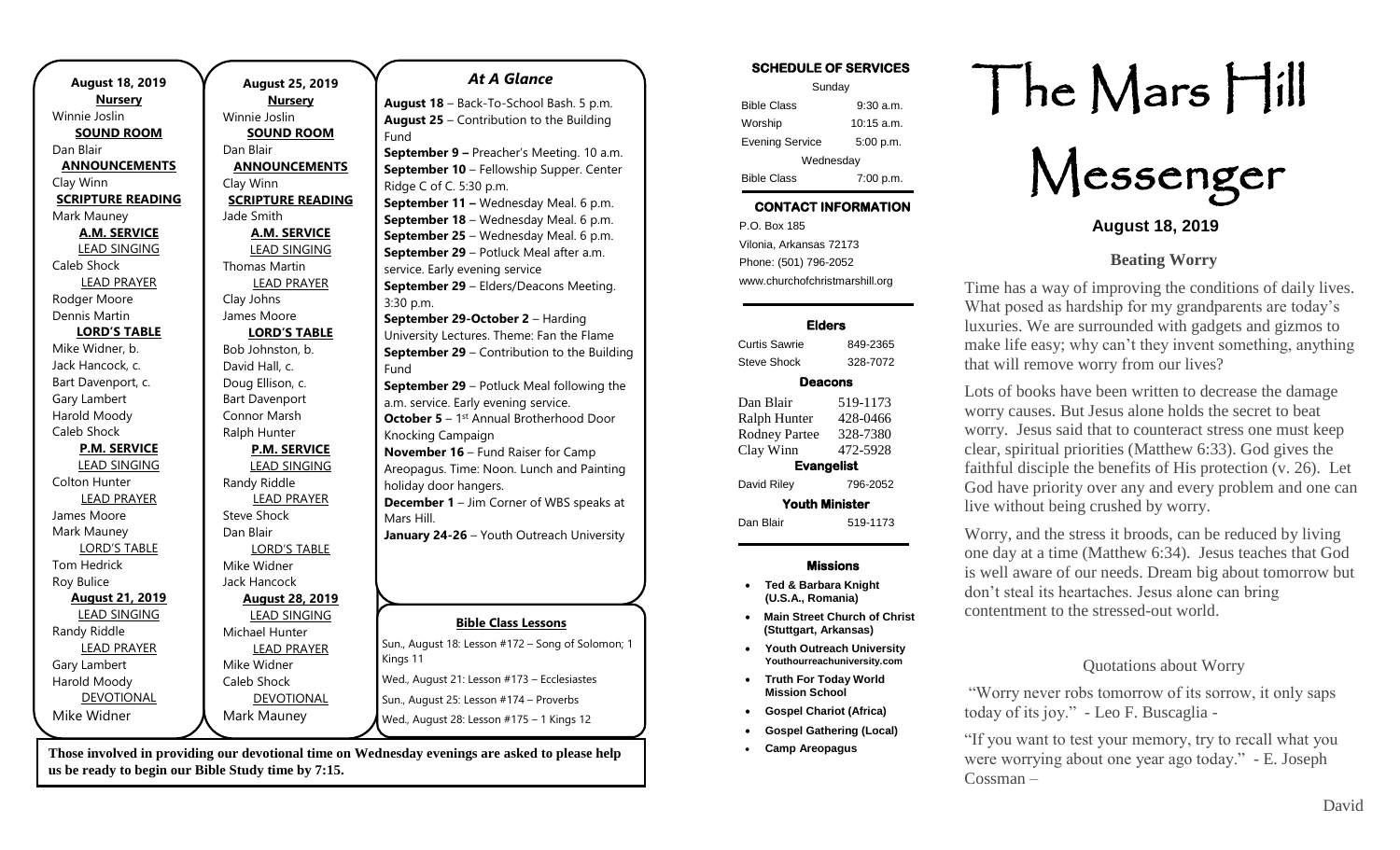**August 18, 2019**

**Nursery**

Winnie Joslin

**SOUND ROOM**

Dan Blair

**ANNOUNCEMENTS**

Clay Winn

**SCRIPTURE READING**

Mark Mauney

**A.M. SERVICE**

LEAD SINGING

Caleb Shock

LEAD PRAYER

Rodger Moore

Dennis Martin

**LORD'S TABLE**

Mike Widner, b.

Jack Hancock, c.

Bart Davenport, c.

Gary Lambert

Harold Moody

Caleb Shock

**P.M. SERVICE**

LEAD SINGING

Colton Hunter

LEAD PRAYER

James Moore

Mark Mauney

LORD'S TABLE

Tom Hedrick

Roy Bulice

**August 21, 2019**

LEAD SINGING

Randy Riddle

LEAD PRAYER

Gary Lambert

Harold Moody

DEVOTIONAL

Mike Widner

**August 25, 2019**

**Nursery**

Winnie Joslin

**SOUND ROOM**

Dan Blair

**ANNOUNCEMENTS**

Clay Winn

**SCRIPTURE READING**

Jade Smith

**A.M. SERVICE**

LEAD SINGING

Thomas Martin

LEAD PRAYER

Clay Johns

James Moore

**LORD'S TABLE**

Bob Johnston, b.

David Hall, c.

Doug Ellison, c.

Bart Davenport

Connor Marsh

Ralph Hunter

**P.M. SERVICE**

LEAD SINGING

Randy Riddle

LEAD PRAYER

Steve Shock

Dan Blair

LORD'S TABLE

Mike Widner

Jack Hancock

**August 28, 2019**

LEAD SINGING

Michael Hunter

LEAD PRAYER

Mike Widner

Caleb Shock

DEVOTIONAL

Mark Mauney

## *At A Glance*

**August 18** – Back-To-School Bash. 5 p.m.
**August 25** – Contribution to the Building Fund
**September 9 –** Preacher's Meeting. 10 a.m.
**September 10** – Fellowship Supper. Center Ridge C of C. 5:30 p.m.
**September 11 –** Wednesday Meal. 6 p.m.
**September 18** – Wednesday Meal. 6 p.m.
**September 25** – Wednesday Meal. 6 p.m.
**September 29** – Potluck Meal after a.m. service. Early evening service
**September 29** – Elders/Deacons Meeting. 3:30 p.m.
**September 29-October 2** – Harding University Lectures. Theme: Fan the Flame
**September 29** – Contribution to the Building Fund
**September 29** – Potluck Meal following the a.m. service. Early evening service.
**October 5** – 1st Annual Brotherhood Door Knocking Campaign
**November 16** – Fund Raiser for Camp Areopagus. Time: Noon. Lunch and Painting holiday door hangers.
**December 1** – Jim Corner of WBS speaks at Mars Hill.
**January 24-26** – Youth Outreach University

**Bible Class Lessons**

Sun., August 18: Lesson #172 – Song of Solomon; 1 Kings 11

Wed., August 21: Lesson #173 – Ecclesiastes

Sun., August 25: Lesson #174 – Proverbs

Wed., August 28: Lesson #175 – 1 Kings 12

**Those involved in providing our devotional time on Wednesday evenings are asked to please help us be ready to begin our Bible Study time by 7:15.**

**SCHEDULE OF SERVICES**

| Sunday | |
|---|---|
| Bible Class | 9:30 a.m. |
| Worship | 10:15 a.m. |
| Evening Service | 5:00 p.m. |
| Wednesday | |
| Bible Class | 7:00 p.m. |

**CONTACT INFORMATION**

P.O. Box 185
Vilonia, Arkansas 72173
Phone: (501) 796-2052
www.churchofchristmarshill.org

**Elders**

| | |
|---|---|
| Curtis Sawrie | 849-2365 |
| Steve Shock | 328-7072 |

**Deacons**

| | |
|---|---|
| Dan Blair | 519-1173 |
| Ralph Hunter | 428-0466 |
| Rodney Partee | 328-7380 |
| Clay Winn | 472-5928 |

**Evangelist**

| | |
|---|---|
| David Riley | 796-2052 |

**Youth Minister**

| | |
|---|---|
| Dan Blair | 519-1173 |

**Missions**

- **Ted & Barbara Knight (U.S.A., Romania)**
- **Main Street Church of Christ (Stuttgart, Arkansas)**
- **Youth Outreach University Youthourreachuniversity.com**
- **Truth For Today World Mission School**
- **Gospel Chariot (Africa)**
- **Gospel Gathering (Local)**
- **Camp Areopagus**

# The Mars Hill Messenger

**August 18, 2019**

## Beating Worry

Time has a way of improving the conditions of daily lives. What posed as hardship for my grandparents are today's luxuries. We are surrounded with gadgets and gizmos to make life easy; why can't they invent something, anything that will remove worry from our lives?

Lots of books have been written to decrease the damage worry causes. But Jesus alone holds the secret to beat worry. Jesus said that to counteract stress one must keep clear, spiritual priorities (Matthew 6:33). God gives the faithful disciple the benefits of His protection (v. 26). Let God have priority over any and every problem and one can live without being crushed by worry.

Worry, and the stress it broods, can be reduced by living one day at a time (Matthew 6:34). Jesus teaches that God is well aware of our needs. Dream big about tomorrow but don't steal its heartaches. Jesus alone can bring contentment to the stressed-out world.

Quotations about Worry

"Worry never robs tomorrow of its sorrow, it only saps today of its joy." - Leo F. Buscaglia -

"If you want to test your memory, try to recall what you were worrying about one year ago today." - E. Joseph Cossman –

David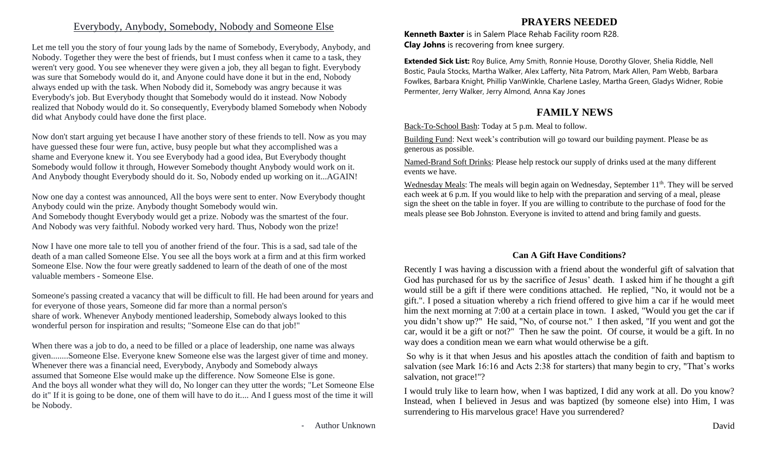## Everybody, Anybody, Somebody, Nobody and Someone Else

Let me tell you the story of four young lads by the name of Somebody, Everybody, Anybody, and Nobody. Together they were the best of friends, but I must confess when it came to a task, they weren't very good. You see whenever they were given a job, they all began to fight. Everybody was sure that Somebody would do it, and Anyone could have done it but in the end, Nobody always ended up with the task. When Nobody did it, Somebody was angry because it was Everybody's job. But Everybody thought that Somebody would do it instead. Now Nobody realized that Nobody would do it. So consequently, Everybody blamed Somebody when Nobody did what Anybody could have done the first place.

Now don't start arguing yet because I have another story of these friends to tell. Now as you may have guessed these four were fun, active, busy people but what they accomplished was a shame and Everyone knew it. You see Everybody had a good idea, But Everybody thought Somebody would follow it through, However Somebody thought Anybody would work on it. And Anybody thought Everybody should do it. So, Nobody ended up working on it...AGAIN!

Now one day a contest was announced, All the boys were sent to enter. Now Everybody thought Anybody could win the prize. Anybody thought Somebody would win.
And Somebody thought Everybody would get a prize. Nobody was the smartest of the four.
And Nobody was very faithful. Nobody worked very hard. Thus, Nobody won the prize!

Now I have one more tale to tell you of another friend of the four. This is a sad, sad tale of the death of a man called Someone Else. You see all the boys work at a firm and at this firm worked Someone Else. Now the four were greatly saddened to learn of the death of one of the most valuable members - Someone Else.

Someone's passing created a vacancy that will be difficult to fill. He had been around for years and for everyone of those years, Someone did far more than a normal person's share of work. Whenever Anybody mentioned leadership, Somebody always looked to this wonderful person for inspiration and results; "Someone Else can do that job!"

When there was a job to do, a need to be filled or a place of leadership, one name was always given........Someone Else. Everyone knew Someone else was the largest giver of time and money. Whenever there was a financial need, Everybody, Anybody and Somebody always assumed that Someone Else would make up the difference. Now Someone Else is gone.
And the boys all wonder what they will do, No longer can they utter the words; "Let Someone Else do it" If it is going to be done, one of them will have to do it.... And I guess most of the time it will be Nobody.

- Author Unknown

## PRAYERS NEEDED

**Kenneth Baxter** is in Salem Place Rehab Facility room R28.
**Clay Johns** is recovering from knee surgery.

**Extended Sick List:** Roy Bulice, Amy Smith, Ronnie House, Dorothy Glover, Shelia Riddle, Nell Bostic, Paula Stocks, Martha Walker, Alex Lafferty, Nita Patrom, Mark Allen, Pam Webb, Barbara Fowlkes, Barbara Knight, Phillip VanWinkle, Charlene Lasley, Martha Green, Gladys Widner, Robie Permenter, Jerry Walker, Jerry Almond, Anna Kay Jones

## FAMILY NEWS

Back-To-School Bash: Today at 5 p.m. Meal to follow.

Building Fund: Next week's contribution will go toward our building payment. Please be as generous as possible.

Named-Brand Soft Drinks: Please help restock our supply of drinks used at the many different events we have.

Wednesday Meals: The meals will begin again on Wednesday, September 11th. They will be served each week at 6 p.m. If you would like to help with the preparation and serving of a meal, please sign the sheet on the table in foyer. If you are willing to contribute to the purchase of food for the meals please see Bob Johnston. Everyone is invited to attend and bring family and guests.

### Can A Gift Have Conditions?

Recently I was having a discussion with a friend about the wonderful gift of salvation that God has purchased for us by the sacrifice of Jesus' death. I asked him if he thought a gift would still be a gift if there were conditions attached. He replied, "No, it would not be a gift.". I posed a situation whereby a rich friend offered to give him a car if he would meet him the next morning at 7:00 at a certain place in town. I asked, "Would you get the car if you didn't show up?" He said, "No, of course not." I then asked, "If you went and got the car, would it be a gift or not?" Then he saw the point. Of course, it would be a gift. In no way does a condition mean we earn what would otherwise be a gift.

So why is it that when Jesus and his apostles attach the condition of faith and baptism to salvation (see Mark 16:16 and Acts 2:38 for starters) that many begin to cry, "That's works salvation, not grace!"?

I would truly like to learn how, when I was baptized, I did any work at all. Do you know? Instead, when I believed in Jesus and was baptized (by someone else) into Him, I was surrendering to His marvelous grace! Have you surrendered?

David